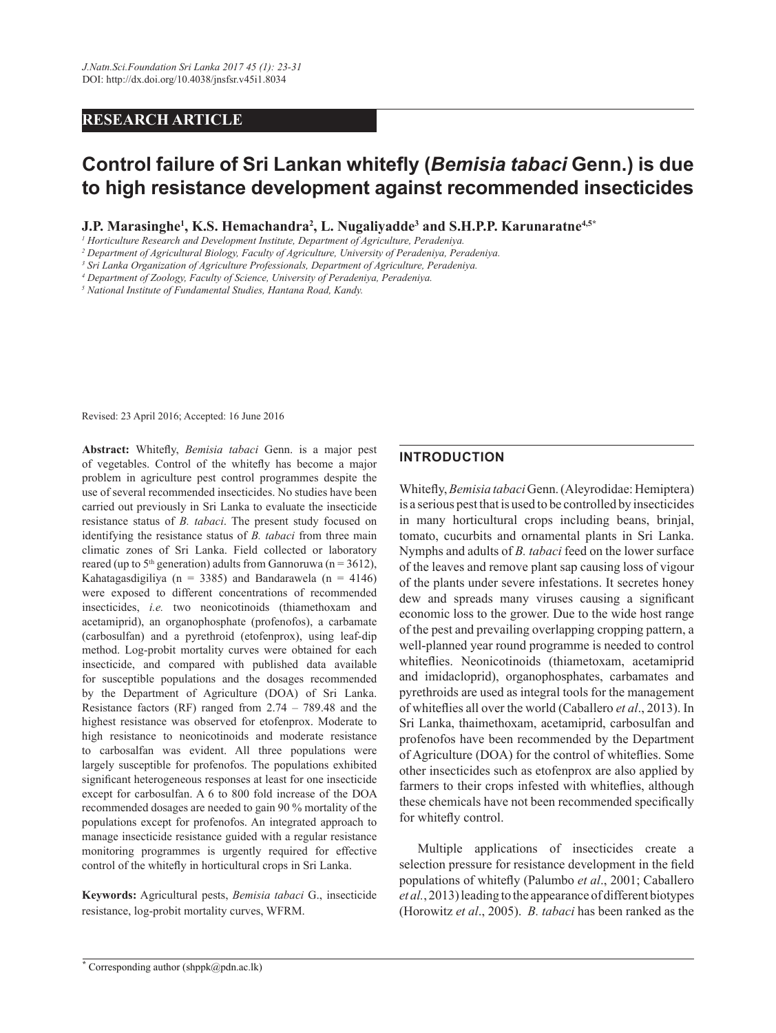RESEARCH ARTICLE

# Control failure of Sri Lankan whitefly (*Bemisia tabaci* Genn.) is due to high resistance development against recommended insecticides

**J.P. Marasinghe[1], K.S. Hemachandra[2], L. Nugaliyadde[3] and S.H.P.P. Karunaratne[4,5]***

*[1] Horticulture Research and Development Institute, Department of Agriculture, Peradeniya.*
*[2] Department of Agricultural Biology, Faculty of Agriculture, University of Peradeniya, Peradeniya.*
*[3] Sri Lanka Organization of Agriculture Professionals, Department of Agriculture, Peradeniya.*
*[4] Department of Zoology, Faculty of Science, University of Peradeniya, Peradeniya.*
*[5] National Institute of Fundamental Studies, Hantana Road, Kandy.*

Revised: 23 April 2016; Accepted: 16 June 2016

**Abstract:** Whitefly, *Bemisia tabaci* Genn. is a major pest of vegetables. Control of the whitefly has become a major problem in agriculture pest control programmes despite the use of several recommended insecticides. No studies have been carried out previously in Sri Lanka to evaluate the insecticide resistance status of *B. tabaci*. The present study focused on identifying the resistance status of *B. tabaci* from three main climatic zones of Sri Lanka. Field collected or laboratory reared (up to 5th generation) adults from Gannoruwa (n = 3612), Kahatagasdigiliya (n = 3385) and Bandarawela (n = 4146) were exposed to different concentrations of recommended insecticides, *i.e.* two neonicotinoids (thiamethoxam and acetamiprid), an organophosphate (profenofos), a carbamate (carbosulfan) and a pyrethroid (etofenprox), using leaf-dip method. Log-probit mortality curves were obtained for each insecticide, and compared with published data available for susceptible populations and the dosages recommended by the Department of Agriculture (DOA) of Sri Lanka. Resistance factors (RF) ranged from 2.74 – 789.48 and the highest resistance was observed for etofenprox. Moderate to high resistance to neonicotinoids and moderate resistance to carbosalfan was evident. All three populations were largely susceptible for profenofos. The populations exhibited significant heterogeneous responses at least for one insecticide except for carbosulfan. A 6 to 800 fold increase of the DOA recommended dosages are needed to gain 90 % mortality of the populations except for profenofos. An integrated approach to manage insecticide resistance guided with a regular resistance monitoring programmes is urgently required for effective control of the whitefly in horticultural crops in Sri Lanka.

**Keywords:** Agricultural pests, *Bemisia tabaci* G., insecticide resistance, log-probit mortality curves, WFRM.

## INTRODUCTION

Whitefly, *Bemisia tabaci* Genn. (Aleyrodidae: Hemiptera) is a serious pest that is used to be controlled by insecticides in many horticultural crops including beans, brinjal, tomato, cucurbits and ornamental plants in Sri Lanka. Nymphs and adults of *B. tabaci* feed on the lower surface of the leaves and remove plant sap causing loss of vigour of the plants under severe infestations. It secretes honey dew and spreads many viruses causing a significant economic loss to the grower. Due to the wide host range of the pest and prevailing overlapping cropping pattern, a well-planned year round programme is needed to control whiteflies. Neonicotinoids (thiametoxam, acetamiprid and imidacloprid), organophosphates, carbamates and pyrethroids are used as integral tools for the management of whiteflies all over the world (Caballero *et al*., 2013). In Sri Lanka, thaimethoxam, acetamiprid, carbosulfan and profenofos have been recommended by the Department of Agriculture (DOA) for the control of whiteflies. Some other insecticides such as etofenprox are also applied by farmers to their crops infested with whiteflies, although these chemicals have not been recommended specifically for whitefly control.

Multiple applications of insecticides create a selection pressure for resistance development in the field populations of whitefly (Palumbo *et al*., 2001; Caballero *et al.*, 2013) leading to the appearance of different biotypes (Horowitz *et al*., 2005). *B. tabaci* has been ranked as the

* Corresponding author (shppk@pdn.ac.lk)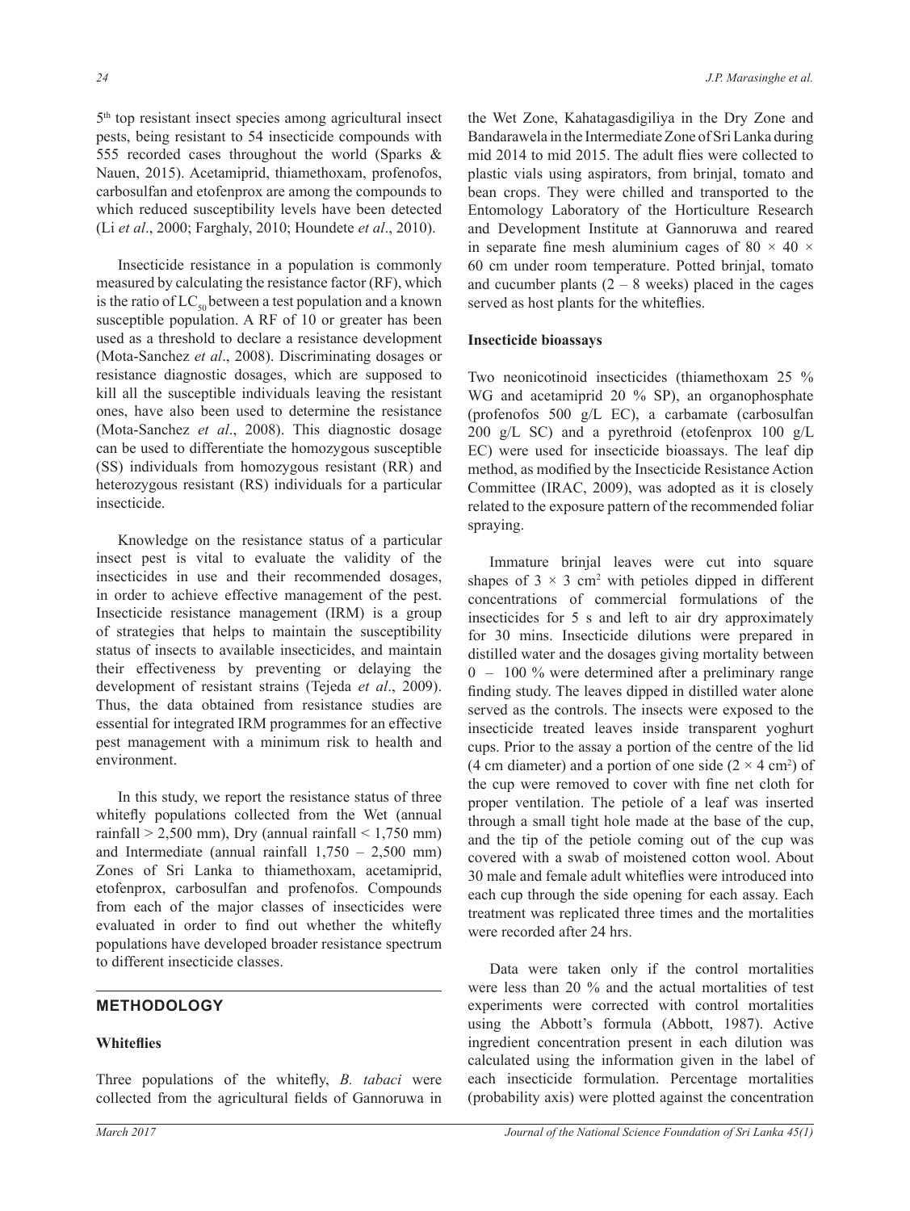5th top resistant insect species among agricultural insect pests, being resistant to 54 insecticide compounds with 555 recorded cases throughout the world (Sparks & Nauen, 2015). Acetamiprid, thiamethoxam, profenofos, carbosulfan and etofenprox are among the compounds to which reduced susceptibility levels have been detected (Li *et al*., 2000; Farghaly, 2010; Houndete *et al*., 2010).

Insecticide resistance in a population is commonly measured by calculating the resistance factor (RF), which is the ratio of $LC_{50}$ between a test population and a known susceptible population. A RF of 10 or greater has been used as a threshold to declare a resistance development (Mota-Sanchez *et al*., 2008). Discriminating dosages or resistance diagnostic dosages, which are supposed to kill all the susceptible individuals leaving the resistant ones, have also been used to determine the resistance (Mota-Sanchez *et al*., 2008). This diagnostic dosage can be used to differentiate the homozygous susceptible (SS) individuals from homozygous resistant (RR) and heterozygous resistant (RS) individuals for a particular insecticide.

Knowledge on the resistance status of a particular insect pest is vital to evaluate the validity of the insecticides in use and their recommended dosages, in order to achieve effective management of the pest. Insecticide resistance management (IRM) is a group of strategies that helps to maintain the susceptibility status of insects to available insecticides, and maintain their effectiveness by preventing or delaying the development of resistant strains (Tejeda *et al*., 2009). Thus, the data obtained from resistance studies are essential for integrated IRM programmes for an effective pest management with a minimum risk to health and environment.

In this study, we report the resistance status of three whitefly populations collected from the Wet (annual rainfall > 2,500 mm), Dry (annual rainfall < 1,750 mm) and Intermediate (annual rainfall 1,750 – 2,500 mm) Zones of Sri Lanka to thiamethoxam, acetamiprid, etofenprox, carbosulfan and profenofos. Compounds from each of the major classes of insecticides were evaluated in order to find out whether the whitefly populations have developed broader resistance spectrum to different insecticide classes.

## METHODOLOGY

### Whiteflies

Three populations of the whitefly, *B. tabaci* were collected from the agricultural fields of Gannoruwa in the Wet Zone, Kahatagasdigiliya in the Dry Zone and Bandarawela in the Intermediate Zone of Sri Lanka during mid 2014 to mid 2015. The adult flies were collected to plastic vials using aspirators, from brinjal, tomato and bean crops. They were chilled and transported to the Entomology Laboratory of the Horticulture Research and Development Institute at Gannoruwa and reared in separate fine mesh aluminium cages of 80 × 40 × 60 cm under room temperature. Potted brinjal, tomato and cucumber plants (2 – 8 weeks) placed in the cages served as host plants for the whiteflies.

### Insecticide bioassays

Two neonicotinoid insecticides (thiamethoxam 25 % WG and acetamiprid 20 % SP), an organophosphate (profenofos 500 g/L EC), a carbamate (carbosulfan 200 g/L SC) and a pyrethroid (etofenprox 100 g/L EC) were used for insecticide bioassays. The leaf dip method, as modified by the Insecticide Resistance Action Committee (IRAC, 2009), was adopted as it is closely related to the exposure pattern of the recommended foliar spraying.

Immature brinjal leaves were cut into square shapes of 3 × 3 $cm^2$ with petioles dipped in different concentrations of commercial formulations of the insecticides for 5 s and left to air dry approximately for 30 mins. Insecticide dilutions were prepared in distilled water and the dosages giving mortality between 0 – 100 % were determined after a preliminary range finding study. The leaves dipped in distilled water alone served as the controls. The insects were exposed to the insecticide treated leaves inside transparent yoghurt cups. Prior to the assay a portion of the centre of the lid (4 cm diameter) and a portion of one side (2 × 4 $cm^2$) of the cup were removed to cover with fine net cloth for proper ventilation. The petiole of a leaf was inserted through a small tight hole made at the base of the cup, and the tip of the petiole coming out of the cup was covered with a swab of moistened cotton wool. About 30 male and female adult whiteflies were introduced into each cup through the side opening for each assay. Each treatment was replicated three times and the mortalities were recorded after 24 hrs.

Data were taken only if the control mortalities were less than 20 % and the actual mortalities of test experiments were corrected with control mortalities using the Abbott's formula (Abbott, 1987). Active ingredient concentration present in each dilution was calculated using the information given in the label of each insecticide formulation. Percentage mortalities (probability axis) were plotted against the concentration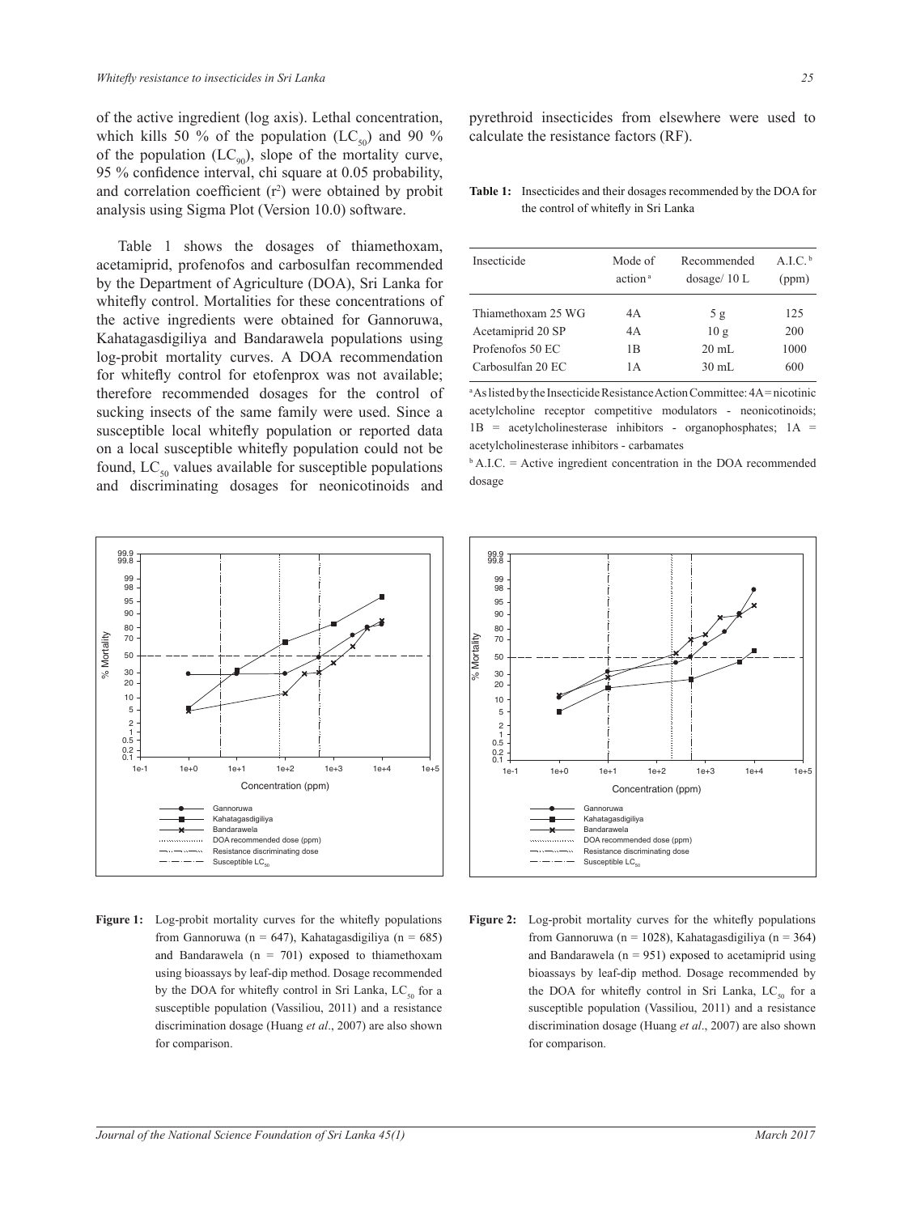of the active ingredient (log axis). Lethal concentration, which kills 50 % of the population ($LC_{50}$) and 90 % of the population ($LC_{90}$), slope of the mortality curve, 95 % confidence interval, chi square at 0.05 probability, and correlation coefficient ($r^2$) were obtained by probit analysis using Sigma Plot (Version 10.0) software.

Table 1 shows the dosages of thiamethoxam, acetamiprid, profenofos and carbosulfan recommended by the Department of Agriculture (DOA), Sri Lanka for whitefly control. Mortalities for these concentrations of the active ingredients were obtained for Gannoruwa, Kahatagasdigiliya and Bandarawela populations using log-probit mortality curves. A DOA recommendation for whitefly control for etofenprox was not available; therefore recommended dosages for the control of sucking insects of the same family were used. Since a susceptible local whitefly population or reported data on a local susceptible whitefly population could not be found, $LC_{50}$ values available for susceptible populations and discriminating dosages for neonicotinoids and pyrethroid insecticides from elsewhere were used to calculate the resistance factors (RF).

**Table 1:** Insecticides and their dosages recommended by the DOA for the control of whitefly in Sri Lanka

| Insecticide | Mode of action [a] | Recommended dosage/ 10 L | A.I.C. [b] (ppm) |
|---|---|---|---|
| Thiamethoxam 25 WG | 4A | 5 g | 125 |
| Acetamiprid 20 SP | 4A | 10 g | 200 |
| Profenofos 50 EC | 1B | 20 mL | 1000 |
| Carbosulfan 20 EC | 1A | 30 mL | 600 |

[a] As listed by the Insecticide Resistance Action Committee: 4A = nicotinic acetylcholine receptor competitive modulators - neonicotinoids; 1B = acetylcholinesterase inhibitors - organophosphates; 1A = acetylcholinesterase inhibitors - carbamates

[b] A.I.C. = Active ingredient concentration in the DOA recommended dosage

**Figure 1:** Log-probit mortality curves for the whitefly populations from Gannoruwa (n = 647), Kahatagasdigiliya (n = 685) and Bandarawela (n = 701) exposed to thiamethoxam using bioassays by leaf-dip method. Dosage recommended by the DOA for whitefly control in Sri Lanka, $LC_{50}$ for a susceptible population (Vassiliou, 2011) and a resistance discrimination dosage (Huang *et al*., 2007) are also shown for comparison.

**Figure 2:** Log-probit mortality curves for the whitefly populations from Gannoruwa (n = 1028), Kahatagasdigiliya (n = 364) and Bandarawela (n = 951) exposed to acetamiprid using bioassays by leaf-dip method. Dosage recommended by the DOA for whitefly control in Sri Lanka, $LC_{50}$ for a susceptible population (Vassiliou, 2011) and a resistance discrimination dosage (Huang *et al*., 2007) are also shown for comparison.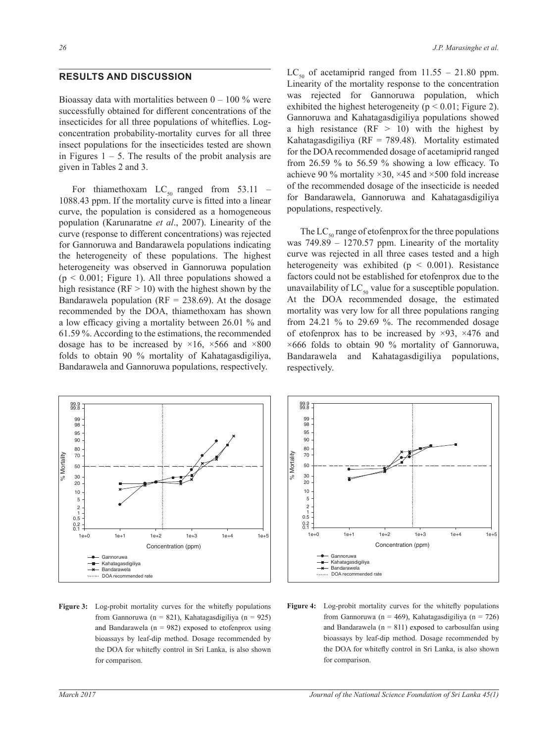## RESULTS AND DISCUSSION

Bioassay data with mortalities between 0 – 100 % were successfully obtained for different concentrations of the insecticides for all three populations of whiteflies. Log-concentration probability-mortality curves for all three insect populations for the insecticides tested are shown in Figures 1 – 5. The results of the probit analysis are given in Tables 2 and 3.

For thiamethoxam $LC_{50}$ ranged from 53.11 – 1088.43 ppm. If the mortality curve is fitted into a linear curve, the population is considered as a homogeneous population (Karunaratne *et al*., 2007). Linearity of the curve (response to different concentrations) was rejected for Gannoruwa and Bandarawela populations indicating the heterogeneity of these populations. The highest heterogeneity was observed in Gannoruwa population ($p < 0.001$; Figure 1). All three populations showed a high resistance (RF > 10) with the highest shown by the Bandarawela population (RF = 238.69). At the dosage recommended by the DOA, thiamethoxam has shown a low efficacy giving a mortality between 26.01 % and 61.59 %. According to the estimations, the recommended dosage has to be increased by ×16, ×566 and ×800 folds to obtain 90 % mortality of Kahatagasdigiliya, Bandarawela and Gannoruwa populations, respectively.

$LC_{50}$ of acetamiprid ranged from 11.55 – 21.80 ppm. Linearity of the mortality response to the concentration was rejected for Gannoruwa population, which exhibited the highest heterogeneity ($p < 0.01$; Figure 2). Gannoruwa and Kahatagasdigiliya populations showed a high resistance (RF > 10) with the highest by Kahatagasdigiliya (RF = 789.48). Mortality estimated for the DOA recommended dosage of acetamiprid ranged from 26.59 % to 56.59 % showing a low efficacy. To achieve 90 % mortality ×30, ×45 and ×500 fold increase of the recommended dosage of the insecticide is needed for Bandarawela, Gannoruwa and Kahatagasdigiliya populations, respectively.

The $LC_{50}$ range of etofenprox for the three populations was 749.89 – 1270.57 ppm. Linearity of the mortality curve was rejected in all three cases tested and a high heterogeneity was exhibited ($p < 0.001$). Resistance factors could not be established for etofenprox due to the unavailability of $LC_{50}$ value for a susceptible population. At the DOA recommended dosage, the estimated mortality was very low for all three populations ranging from 24.21 % to 29.69 %. The recommended dosage of etofenprox has to be increased by ×93, ×476 and ×666 folds to obtain 90 % mortality of Gannoruwa, Bandarawela and Kahatagasdigiliya populations, respectively.

**Figure 3:** Log-probit mortality curves for the whitefly populations from Gannoruwa (n = 821), Kahatagasdigiliya (n = 925) and Bandarawela (n = 982) exposed to etofenprox using bioassays by leaf-dip method. Dosage recommended by the DOA for whitefly control in Sri Lanka, is also shown for comparison.

**Figure 4:** Log-probit mortality curves for the whitefly populations from Gannoruwa (n = 469), Kahatagasdigiliya (n = 726) and Bandarawela (n = 811) exposed to carbosulfan using bioassays by leaf-dip method. Dosage recommended by the DOA for whitefly control in Sri Lanka, is also shown for comparison.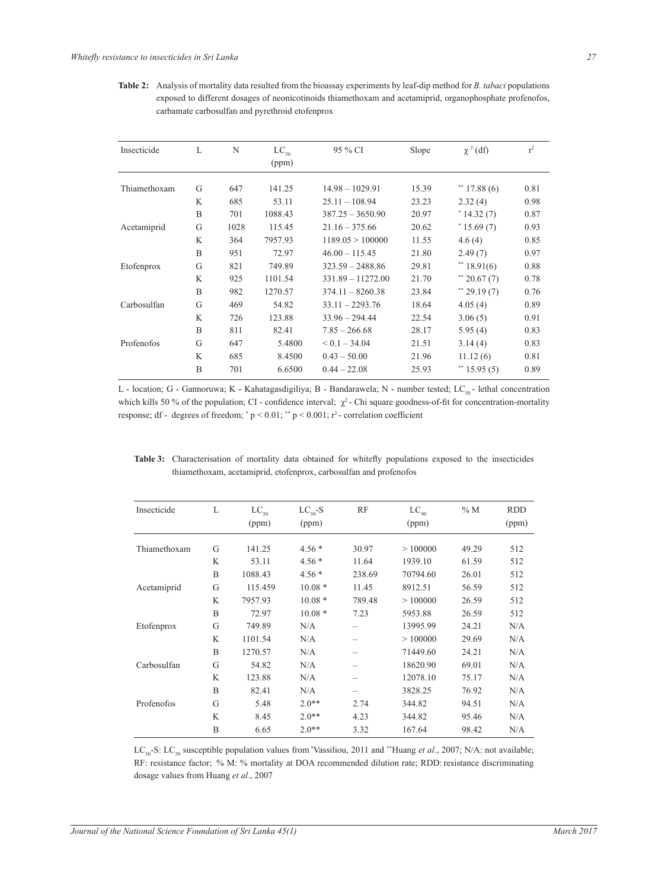**Table 2:** Analysis of mortality data resulted from the bioassay experiments by leaf-dip method for *B. tabaci* populations exposed to different dosages of neonicotinoids thiamethoxam and acetamiprid, organophosphate profenofos, carbamate carbosulfan and pyrethroid etofenprox

| Insecticide | L | N | $LC_{50}$ (ppm) | 95 % CI | Slope | $\chi^2$ (df) | $r^2$ |
|---|---|---|---|---|---|---|---|
| Thiamethoxam | G | 647 | 141.25 | 14.98 – 1029.91 | 15.39 | $^{**}$ 17.88 (6) | 0.81 |
| | K | 685 | 53.11 | 25.11 – 108.94 | 23.23 | 2.32 (4) | 0.98 |
| | B | 701 | 1088.43 | 387.25 – 3650.90 | 20.97 | $^{*}$ 14.32 (7) | 0.87 |
| Acetamiprid | G | 1028 | 115.45 | 21.16 – 375.66 | 20.62 | $^{*}$ 15.69 (7) | 0.93 |
| | K | 364 | 7957.93 | 1189.05 > 100000 | 11.55 | 4.6 (4) | 0.85 |
| | B | 951 | 72.97 | 46.00 – 115.45 | 21.80 | 2.49 (7) | 0.97 |
| Etofenprox | G | 821 | 749.89 | 323.59 – 2488.86 | 29.81 | $^{**}$ 18.91(6) | 0.88 |
| | K | 925 | 1101.54 | 331.89 – 11272.00 | 21.70 | $^{**}$ 20.67 (7) | 0.78 |
| | B | 982 | 1270.57 | 374.11 – 8260.38 | 23.84 | $^{**}$ 29.19 (7) | 0.76 |
| Carbosulfan | G | 469 | 54.82 | 33.11 – 2293.76 | 18.64 | 4.05 (4) | 0.89 |
| | K | 726 | 123.88 | 33.96 – 294.44 | 22.54 | 3.06 (5) | 0.91 |
| | B | 811 | 82.41 | 7.85 – 266.68 | 28.17 | 5.95 (4) | 0.83 |
| Profenofos | G | 647 | 5.4800 | < 0.1 – 34.04 | 21.51 | 3.14 (4) | 0.83 |
| | K | 685 | 8.4500 | 0.43 – 50.00 | 21.96 | 11.12 (6) | 0.81 |
| | B | 701 | 6.6500 | 0.44 – 22.08 | 25.93 | $^{**}$ 15.95 (5) | 0.89 |

L - location; G - Gannoruwa; K - Kahatagasdigiliya; B - Bandarawela; N - number tested; $LC_{50}$ - lethal concentration which kills 50 % of the population; CI - confidence interval; $\chi^2$ - Chi square goodness-of-fit for concentration-mortality response; df - degrees of freedom; $^{*}$ $p < 0.01$; $^{**}$ $p < 0.001$; $r^2$ - correlation coefficient

**Table 3:** Characterisation of mortality data obtained for whitefly populations exposed to the insecticides thiamethoxam, acetamiprid, etofenprox, carbosulfan and profenofos

| Insecticide | L | $LC_{50}$ (ppm) | $LC_{50}$-S (ppm) | RF | $LC_{90}$ (ppm) | % M | RDD (ppm) |
|---|---|---|---|---|---|---|---|
| Thiamethoxam | G | 141.25 | 4.56 * | 30.97 | > 100000 | 49.29 | 512 |
| | K | 53.11 | 4.56 * | 11.64 | 1939.10 | 61.59 | 512 |
| | B | 1088.43 | 4.56 * | 238.69 | 70794.60 | 26.01 | 512 |
| Acetamiprid | G | 115.459 | 10.08 * | 11.45 | 8912.51 | 56.59 | 512 |
| | K | 7957.93 | 10.08 * | 789.48 | > 100000 | 26.59 | 512 |
| | B | 72.97 | 10.08 * | 7.23 | 5953.88 | 26.59 | 512 |
| Etofenprox | G | 749.89 | N/A | – | 13995.99 | 24.21 | N/A |
| | K | 1101.54 | N/A | – | > 100000 | 29.69 | N/A |
| | B | 1270.57 | N/A | – | 71449.60 | 24.21 | N/A |
| Carbosulfan | G | 54.82 | N/A | – | 18620.90 | 69.01 | N/A |
| | K | 123.88 | N/A | – | 12078.10 | 75.17 | N/A |
| | B | 82.41 | N/A | – | 3828.25 | 76.92 | N/A |
| Profenofos | G | 5.48 | 2.0** | 2.74 | 344.82 | 94.51 | N/A |
| | K | 8.45 | 2.0** | 4.23 | 344.82 | 95.46 | N/A |
| | B | 6.65 | 2.0** | 3.32 | 167.64 | 98.42 | N/A |

$LC_{50}$-S: $LC_{50}$ susceptible population values from *Vassiliou, 2011 and **Huang *et al*., 2007; N/A: not available; RF: resistance factor; % M: % mortality at DOA recommended dilution rate; RDD: resistance discriminating dosage values from Huang *et al*., 2007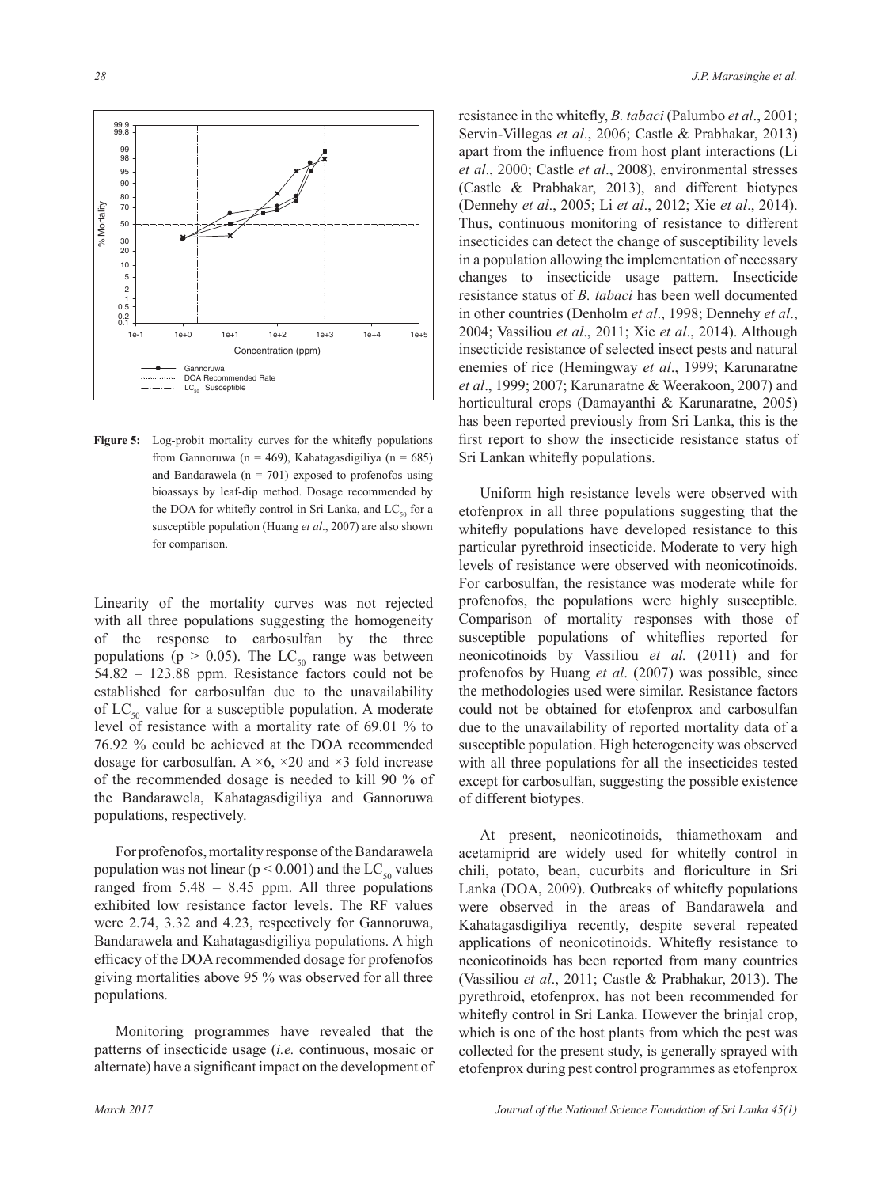**Figure 5:** Log-probit mortality curves for the whitefly populations from Gannoruwa (n = 469), Kahatagasdigiliya (n = 685) and Bandarawela (n = 701) exposed to profenofos using bioassays by leaf-dip method. Dosage recommended by the DOA for whitefly control in Sri Lanka, and $LC_{50}$ for a susceptible population (Huang *et al*., 2007) are also shown for comparison.

Linearity of the mortality curves was not rejected with all three populations suggesting the homogeneity of the response to carbosulfan by the three populations ($p > 0.05$). The $LC_{50}$ range was between 54.82 – 123.88 ppm. Resistance factors could not be established for carbosulfan due to the unavailability of $LC_{50}$ value for a susceptible population. A moderate level of resistance with a mortality rate of 69.01 % to 76.92 % could be achieved at the DOA recommended dosage for carbosulfan. A ×6, ×20 and ×3 fold increase of the recommended dosage is needed to kill 90 % of the Bandarawela, Kahatagasdigiliya and Gannoruwa populations, respectively.

For profenofos, mortality response of the Bandarawela population was not linear ($p < 0.001$) and the $LC_{50}$ values ranged from 5.48 – 8.45 ppm. All three populations exhibited low resistance factor levels. The RF values were 2.74, 3.32 and 4.23, respectively for Gannoruwa, Bandarawela and Kahatagasdigiliya populations. A high efficacy of the DOA recommended dosage for profenofos giving mortalities above 95 % was observed for all three populations.

Monitoring programmes have revealed that the patterns of insecticide usage (*i.e.* continuous, mosaic or alternate) have a significant impact on the development of resistance in the whitefly, *B. tabaci* (Palumbo *et al*., 2001; Servin-Villegas *et al*., 2006; Castle & Prabhakar, 2013) apart from the influence from host plant interactions (Li *et al*., 2000; Castle *et al*., 2008), environmental stresses (Castle & Prabhakar, 2013), and different biotypes (Dennehy *et al*., 2005; Li *et al*., 2012; Xie *et al*., 2014). Thus, continuous monitoring of resistance to different insecticides can detect the change of susceptibility levels in a population allowing the implementation of necessary changes to insecticide usage pattern. Insecticide resistance status of *B. tabaci* has been well documented in other countries (Denholm *et al*., 1998; Dennehy *et al*., 2004; Vassiliou *et al*., 2011; Xie *et al*., 2014). Although insecticide resistance of selected insect pests and natural enemies of rice (Hemingway *et al*., 1999; Karunaratne *et al*., 1999; 2007; Karunaratne & Weerakoon, 2007) and horticultural crops (Damayanthi & Karunaratne, 2005) has been reported previously from Sri Lanka, this is the first report to show the insecticide resistance status of Sri Lankan whitefly populations.

Uniform high resistance levels were observed with etofenprox in all three populations suggesting that the whitefly populations have developed resistance to this particular pyrethroid insecticide. Moderate to very high levels of resistance were observed with neonicotinoids. For carbosulfan, the resistance was moderate while for profenofos, the populations were highly susceptible. Comparison of mortality responses with those of susceptible populations of whiteflies reported for neonicotinoids by Vassiliou *et al.* (2011) and for profenofos by Huang *et al*. (2007) was possible, since the methodologies used were similar. Resistance factors could not be obtained for etofenprox and carbosulfan due to the unavailability of reported mortality data of a susceptible population. High heterogeneity was observed with all three populations for all the insecticides tested except for carbosulfan, suggesting the possible existence of different biotypes.

At present, neonicotinoids, thiamethoxam and acetamiprid are widely used for whitefly control in chili, potato, bean, cucurbits and floriculture in Sri Lanka (DOA, 2009). Outbreaks of whitefly populations were observed in the areas of Bandarawela and Kahatagasdigiliya recently, despite several repeated applications of neonicotinoids. Whitefly resistance to neonicotinoids has been reported from many countries (Vassiliou *et al*., 2011; Castle & Prabhakar, 2013). The pyrethroid, etofenprox, has not been recommended for whitefly control in Sri Lanka. However the brinjal crop, which is one of the host plants from which the pest was collected for the present study, is generally sprayed with etofenprox during pest control programmes as etofenprox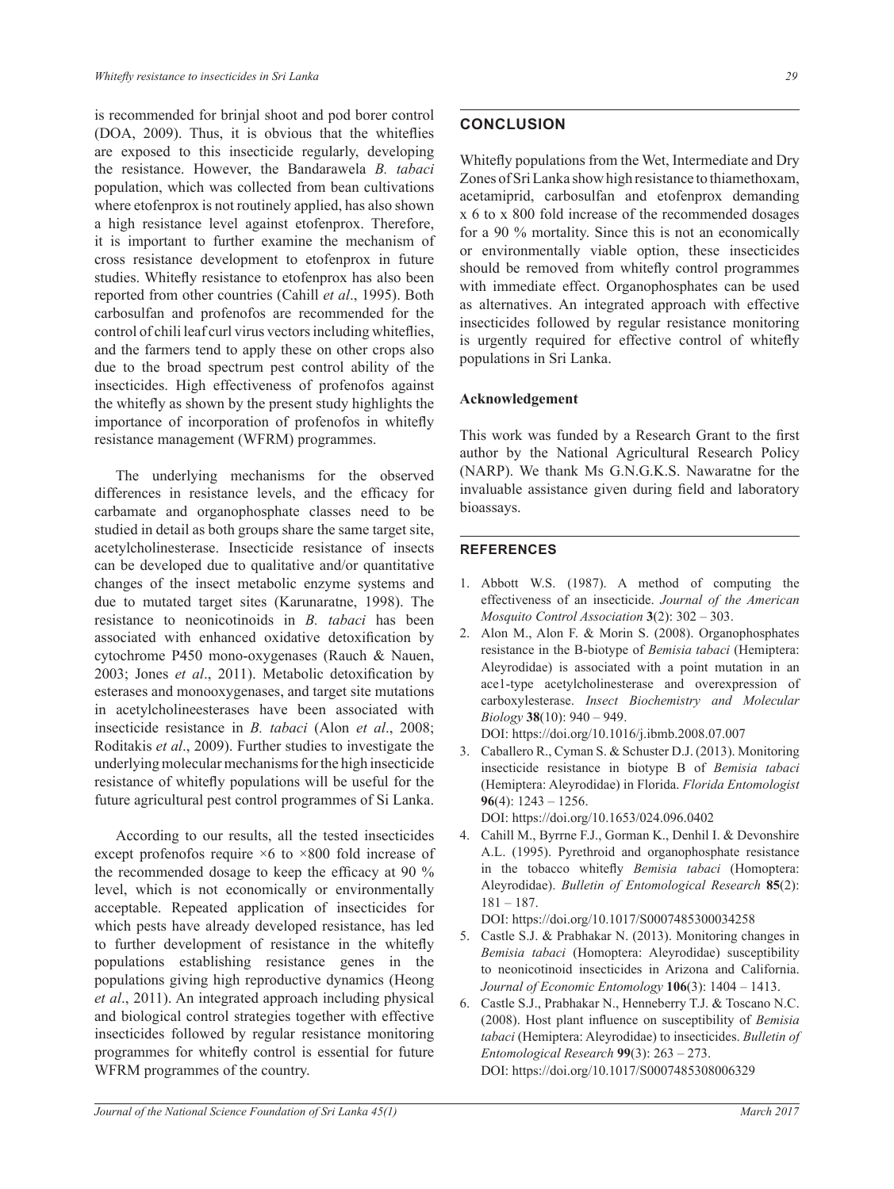is recommended for brinjal shoot and pod borer control (DOA, 2009). Thus, it is obvious that the whiteflies are exposed to this insecticide regularly, developing the resistance. However, the Bandarawela *B. tabaci* population, which was collected from bean cultivations where etofenprox is not routinely applied, has also shown a high resistance level against etofenprox. Therefore, it is important to further examine the mechanism of cross resistance development to etofenprox in future studies. Whitefly resistance to etofenprox has also been reported from other countries (Cahill *et al*., 1995). Both carbosulfan and profenofos are recommended for the control of chili leaf curl virus vectors including whiteflies, and the farmers tend to apply these on other crops also due to the broad spectrum pest control ability of the insecticides. High effectiveness of profenofos against the whitefly as shown by the present study highlights the importance of incorporation of profenofos in whitefly resistance management (WFRM) programmes.

The underlying mechanisms for the observed differences in resistance levels, and the efficacy for carbamate and organophosphate classes need to be studied in detail as both groups share the same target site, acetylcholinesterase. Insecticide resistance of insects can be developed due to qualitative and/or quantitative changes of the insect metabolic enzyme systems and due to mutated target sites (Karunaratne, 1998). The resistance to neonicotinoids in *B. tabaci* has been associated with enhanced oxidative detoxification by cytochrome P450 mono-oxygenases (Rauch & Nauen, 2003; Jones *et al*., 2011). Metabolic detoxification by esterases and monooxygenases, and target site mutations in acetylcholineesterases have been associated with insecticide resistance in *B. tabaci* (Alon *et al*., 2008; Roditakis *et al*., 2009). Further studies to investigate the underlying molecular mechanisms for the high insecticide resistance of whitefly populations will be useful for the future agricultural pest control programmes of Si Lanka.

According to our results, all the tested insecticides except profenofos require ×6 to ×800 fold increase of the recommended dosage to keep the efficacy at 90 % level, which is not economically or environmentally acceptable. Repeated application of insecticides for which pests have already developed resistance, has led to further development of resistance in the whitefly populations establishing resistance genes in the populations giving high reproductive dynamics (Heong *et al*., 2011). An integrated approach including physical and biological control strategies together with effective insecticides followed by regular resistance monitoring programmes for whitefly control is essential for future WFRM programmes of the country.

## CONCLUSION

Whitefly populations from the Wet, Intermediate and Dry Zones of Sri Lanka show high resistance to thiamethoxam, acetamiprid, carbosulfan and etofenprox demanding x 6 to x 800 fold increase of the recommended dosages for a 90 % mortality. Since this is not an economically or environmentally viable option, these insecticides should be removed from whitefly control programmes with immediate effect. Organophosphates can be used as alternatives. An integrated approach with effective insecticides followed by regular resistance monitoring is urgently required for effective control of whitefly populations in Sri Lanka.

### Acknowledgement

This work was funded by a Research Grant to the first author by the National Agricultural Research Policy (NARP). We thank Ms G.N.G.K.S. Nawaratne for the invaluable assistance given during field and laboratory bioassays.

## REFERENCES

1. Abbott W.S. (1987). A method of computing the effectiveness of an insecticide. *Journal of the American Mosquito Control Association* **3**(2): 302 – 303.
2. Alon M., Alon F. & Morin S. (2008). Organophosphates resistance in the B-biotype of *Bemisia tabaci* (Hemiptera: Aleyrodidae) is associated with a point mutation in an ace1-type acetylcholinesterase and overexpression of carboxylesterase. *Insect Biochemistry and Molecular Biology* **38**(10): 940 – 949.
   DOI: https://doi.org/10.1016/j.ibmb.2008.07.007
3. Caballero R., Cyman S. & Schuster D.J. (2013). Monitoring insecticide resistance in biotype B of *Bemisia tabaci* (Hemiptera: Aleyrodidae) in Florida. *Florida Entomologist* **96**(4): 1243 – 1256.
   DOI: https://doi.org/10.1653/024.096.0402
4. Cahill M., Byrrne F.J., Gorman K., Denhil I. & Devonshire A.L. (1995). Pyrethroid and organophosphate resistance in the tobacco whitefly *Bemisia tabaci* (Homoptera: Aleyrodidae). *Bulletin of Entomological Research* **85**(2): 181 – 187.
   DOI: https://doi.org/10.1017/S0007485300034258
5. Castle S.J. & Prabhakar N. (2013). Monitoring changes in *Bemisia tabaci* (Homoptera: Aleyrodidae) susceptibility to neonicotinoid insecticides in Arizona and California. *Journal of Economic Entomology* **106**(3): 1404 – 1413.
6. Castle S.J., Prabhakar N., Henneberry T.J. & Toscano N.C. (2008). Host plant influence on susceptibility of *Bemisia tabaci* (Hemiptera: Aleyrodidae) to insecticides. *Bulletin of Entomological Research* **99**(3): 263 – 273.
   DOI: https://doi.org/10.1017/S0007485308006329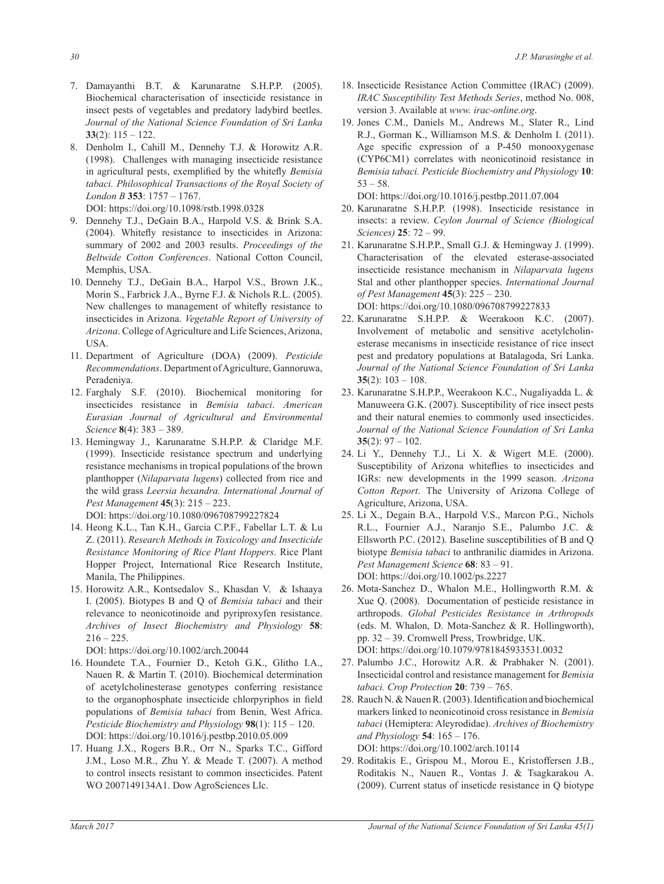7. Damayanthi B.T. & Karunaratne S.H.P.P. (2005). Biochemical characterisation of insecticide resistance in insect pests of vegetables and predatory ladybird beetles. *Journal of the National Science Foundation of Sri Lanka* **33**(2): 115 – 122.
8. Denholm I., Cahill M., Dennehy T.J. & Horowitz A.R. (1998). Challenges with managing insecticide resistance in agricultural pests, exemplified by the whitefly *Bemisia tabaci. Philosophical Transactions of the Royal Society of London B* **353**: 1757 – 1767. DOI: https://doi.org/10.1098/rstb.1998.0328
9. Dennehy T.J., DeGain B.A., Harpold V.S. & Brink S.A. (2004). Whitefly resistance to insecticides in Arizona: summary of 2002 and 2003 results. *Proceedings of the Beltwide Cotton Conferences*. National Cotton Council, Memphis, USA.
10. Dennehy T.J., DeGain B.A., Harpol V.S., Brown J.K., Morin S., Farbrick J.A., Byrne F.J. & Nichols R.L. (2005). New challenges to management of whitefly resistance to insecticides in Arizona. *Vegetable Report of University of Arizona*. College of Agriculture and Life Sciences, Arizona, USA.
11. Department of Agriculture (DOA) (2009). *Pesticide Recommendations*. Department of Agriculture, Gannoruwa, Peradeniya.
12. Farghaly S.F. (2010). Biochemical monitoring for insecticides resistance in *Bemisia tabaci*. *American Eurasian Journal of Agricultural and Environmental Science* **8**(4): 383 – 389.
13. Hemingway J., Karunaratne S.H.P.P. & Claridge M.F. (1999). Insecticide resistance spectrum and underlying resistance mechanisms in tropical populations of the brown planthopper (*Nilaparvata lugens*) collected from rice and the wild grass *Leersia hexandra. International Journal of Pest Management* **45**(3): 215 – 223. DOI: https://doi.org/10.1080/096708799227824
14. Heong K.L., Tan K.H., Garcia C.P.F., Fabellar L.T. & Lu Z. (2011). *Research Methods in Toxicology and Insecticide Resistance Monitoring of Rice Plant Hoppers*. Rice Plant Hopper Project, International Rice Research Institute, Manila, The Philippines.
15. Horowitz A.R., Kontsedalov S., Khasdan V. & Ishaaya I. (2005). Biotypes B and Q of *Bemisia tabaci* and their relevance to neonicotinoide and pyriproxyfen resistance. *Archives of Insect Biochemistry and Physiology* **58**: 216 – 225. DOI: https://doi.org/10.1002/arch.20044
16. Houndete T.A., Fournier D., Ketoh G.K., Glitho I.A., Nauen R. & Martin T. (2010). Biochemical determination of acetylcholinesterase genotypes conferring resistance to the organophosphate insecticide chlorpyriphos in field populations of *Bemisia tabaci* from Benin, West Africa. *Pesticide Biochemistry and Physiology* **98**(1): 115 – 120. DOI: https://doi.org/10.1016/j.pestbp.2010.05.009
17. Huang J.X., Rogers B.R., Orr N., Sparks T.C., Gifford J.M., Loso M.R., Zhu Y. & Meade T. (2007). A method to control insects resistant to common insecticides. Patent WO 2007149134A1. Dow AgroSciences Llc.
18. Insecticide Resistance Action Committee (IRAC) (2009). *IRAC Susceptibility Test Methods Series*, method No. 008, version 3. Available at *www. irac-online.org*.
19. Jones C.M., Daniels M., Andrews M., Slater R., Lind R.J., Gorman K., Williamson M.S. & Denholm I. (2011). Age specific expression of a P-450 monooxygenase (CYP6CM1) correlates with neonicotinoid resistance in *Bemisia tabaci. Pesticide Biochemistry and Physiology* **10**: 53 – 58. DOI: https://doi.org/10.1016/j.pestbp.2011.07.004
20. Karunaratne S.H.P.P. (1998). Insecticide resistance in insects: a review. *Ceylon Journal of Science (Biological Sciences)* **25**: 72 – 99.
21. Karunaratne S.H.P.P., Small G.J. & Hemingway J. (1999). Characterisation of the elevated esterase-associated insecticide resistance mechanism in *Nilaparvata lugens* Stal and other planthopper species. *International Journal of Pest Management* **45**(3): 225 – 230. DOI: https://doi.org/10.1080/096708799227833
22. Karunaratne S.H.P.P. & Weerakoon K.C. (2007). Involvement of metabolic and sensitive acetylcholinesterase mecanisms in insecticide resistance of rice insect pest and predatory populations at Batalagoda, Sri Lanka. *Journal of the National Science Foundation of Sri Lanka* **35**(2): 103 – 108.
23. Karunaratne S.H.P.P., Weerakoon K.C., Nugaliyadda L. & Manuweera G.K. (2007). Susceptibility of rice insect pests and their natural enemies to commonly used insecticides. *Journal of the National Science Foundation of Sri Lanka* **35**(2): 97 – 102.
24. Li Y., Dennehy T.J., Li X. & Wigert M.E. (2000). Susceptibility of Arizona whiteflies to insecticides and IGRs: new developments in the 1999 season. *Arizona Cotton Report*. The University of Arizona College of Agriculture, Arizona, USA.
25. Li X., Degain B.A., Harpold V.S., Marcon P.G., Nichols R.L., Fournier A.J., Naranjo S.E., Palumbo J.C. & Ellsworth P.C. (2012). Baseline susceptibilities of B and Q biotype *Bemisia tabaci* to anthranilic diamides in Arizona. *Pest Management Science* **68**: 83 – 91. DOI: https://doi.org/10.1002/ps.2227
26. Mota-Sanchez D., Whalon M.E., Hollingworth R.M. & Xue Q. (2008). Documentation of pesticide resistance in arthropods. *Global Pesticides Resistance in Arthropods* (eds. M. Whalon, D. Mota-Sanchez & R. Hollingworth), pp. 32 – 39. Cromwell Press, Trowbridge, UK. DOI: https://doi.org/10.1079/9781845933531.0032
27. Palumbo J.C., Horowitz A.R. & Prabhaker N. (2001). Insecticidal control and resistance management for *Bemisia tabaci. Crop Protection* **20**: 739 – 765.
28. Rauch N. & Nauen R. (2003). Identification and biochemical markers linked to neonicotinoid cross resistance in *Bemisia tabaci* (Hemiptera: Aleyrodidae). *Archives of Biochemistry and Physiology* **54**: 165 – 176. DOI: https://doi.org/10.1002/arch.10114
29. Roditakis E., Grispou M., Morou E., Kristoffersen J.B., Roditakis N., Nauen R., Vontas J. & Tsagkarakou A. (2009). Current status of inseticde resistance in Q biotype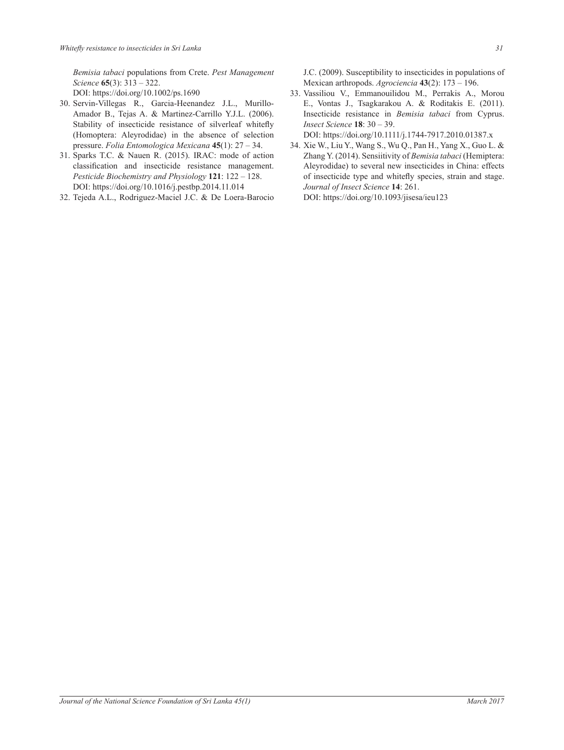*Bemisia tabaci* populations from Crete. *Pest Management Science* **65**(3): 313 – 322.
DOI: https://doi.org/10.1002/ps.1690

30. Servin-Villegas R., Garcia-Heenandez J.L., Murillo-Amador B., Tejas A. & Martinez-Carrillo Y.J.L. (2006). Stability of insecticide resistance of silverleaf whitefly (Homoptera: Aleyrodidae) in the absence of selection pressure. *Folia Entomologica Mexicana* **45**(1): 27 – 34.
31. Sparks T.C. & Nauen R. (2015). IRAC: mode of action classification and insecticide resistance management. *Pesticide Biochemistry and Physiology* **121**: 122 – 128.
DOI: https://doi.org/10.1016/j.pestbp.2014.11.014
32. Tejeda A.L., Rodriguez-Maciel J.C. & De Loera-Barocio J.C. (2009). Susceptibility to insecticides in populations of Mexican arthropods. *Agrociencia* **43**(2): 173 – 196.
33. Vassiliou V., Emmanouilidou M., Perrakis A., Morou E., Vontas J., Tsagkarakou A. & Roditakis E. (2011). Insecticide resistance in *Bemisia tabaci* from Cyprus. *Insect Science* **18**: 30 – 39.
DOI: https://doi.org/10.1111/j.1744-7917.2010.01387.x
34. Xie W., Liu Y., Wang S., Wu Q., Pan H., Yang X., Guo L. & Zhang Y. (2014). Sensiitivity of *Bemisia tabaci* (Hemiptera: Aleyrodidae) to several new insecticides in China: effects of insecticide type and whitefly species, strain and stage. *Journal of Insect Science* **14**: 261.
DOI: https://doi.org/10.1093/jisesa/ieu123